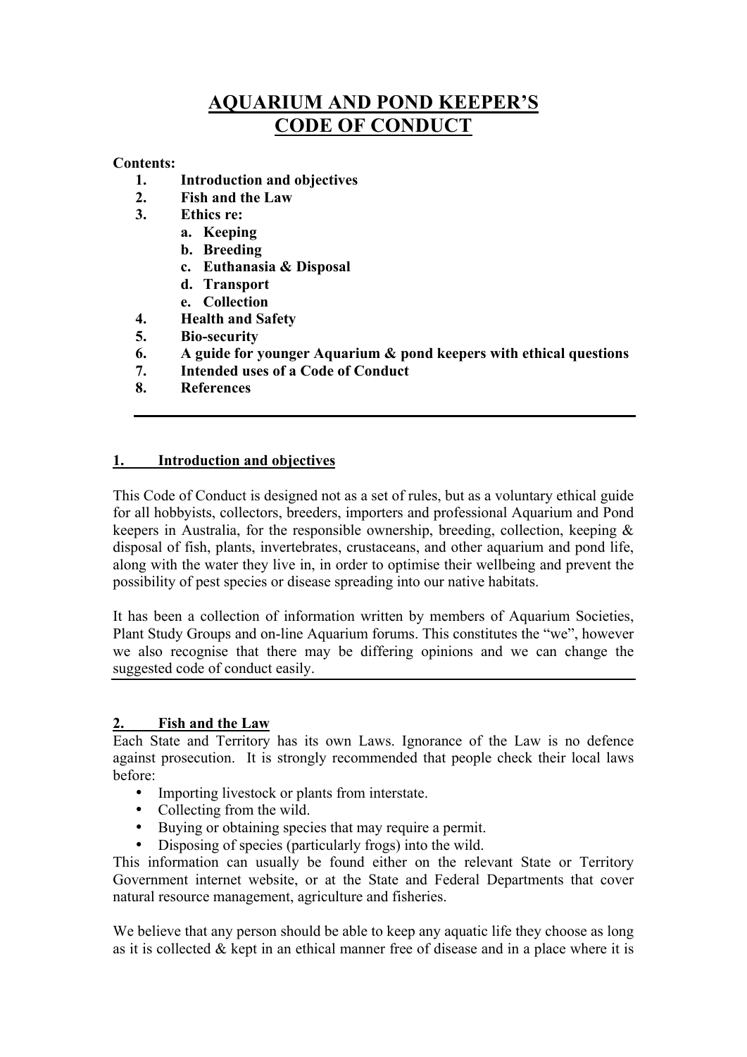# AQUARIUM AND POND KEEPER'S CODE OF CONDUCT

**Contents:**

1. **Introduction and objectives**
2. **Fish and the Law**
3. **Ethics re:**
   a. **Keeping**
   b. **Breeding**
   c. **Euthanasia & Disposal**
   d. **Transport**
   e. **Collection**
4. **Health and Safety**
5. **Bio-security**
6. **A guide for younger Aquarium & pond keepers with ethical questions**
7. **Intended uses of a Code of Conduct**
8. **References**

---

## 1. Introduction and objectives

This Code of Conduct is designed not as a set of rules, but as a voluntary ethical guide for all hobbyists, collectors, breeders, importers and professional Aquarium and Pond keepers in Australia, for the responsible ownership, breeding, collection, keeping & disposal of fish, plants, invertebrates, crustaceans, and other aquarium and pond life, along with the water they live in, in order to optimise their wellbeing and prevent the possibility of pest species or disease spreading into our native habitats.

It has been a collection of information written by members of Aquarium Societies, Plant Study Groups and on-line Aquarium forums. This constitutes the "we", however we also recognise that there may be differing opinions and we can change the suggested code of conduct easily.

---

## 2. Fish and the Law

Each State and Territory has its own Laws. Ignorance of the Law is no defence against prosecution. It is strongly recommended that people check their local laws before:

- Importing livestock or plants from interstate.
- Collecting from the wild.
- Buying or obtaining species that may require a permit.
- Disposing of species (particularly frogs) into the wild.

This information can usually be found either on the relevant State or Territory Government internet website, or at the State and Federal Departments that cover natural resource management, agriculture and fisheries.

We believe that any person should be able to keep any aquatic life they choose as long as it is collected & kept in an ethical manner free of disease and in a place where it is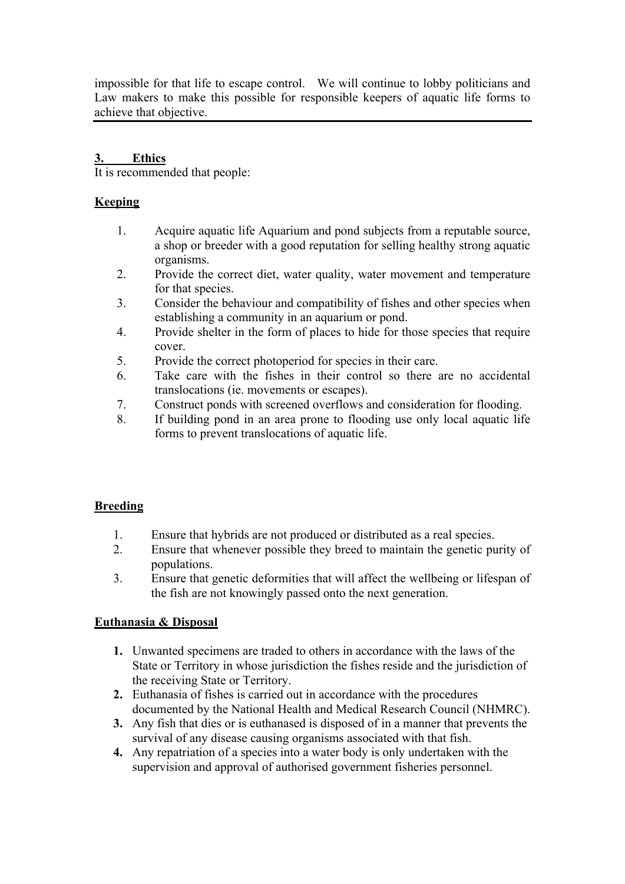impossible for that life to escape control. We will continue to lobby politicians and Law makers to make this possible for responsible keepers of aquatic life forms to achieve that objective.

---

## 3. Ethics

It is recommended that people:

### Keeping

1. Acquire aquatic life Aquarium and pond subjects from a reputable source, a shop or breeder with a good reputation for selling healthy strong aquatic organisms.
2. Provide the correct diet, water quality, water movement and temperature for that species.
3. Consider the behaviour and compatibility of fishes and other species when establishing a community in an aquarium or pond.
4. Provide shelter in the form of places to hide for those species that require cover.
5. Provide the correct photoperiod for species in their care.
6. Take care with the fishes in their control so there are no accidental translocations (ie. movements or escapes).
7. Construct ponds with screened overflows and consideration for flooding.
8. If building pond in an area prone to flooding use only local aquatic life forms to prevent translocations of aquatic life.

### Breeding

1. Ensure that hybrids are not produced or distributed as a real species.
2. Ensure that whenever possible they breed to maintain the genetic purity of populations.
3. Ensure that genetic deformities that will affect the wellbeing or lifespan of the fish are not knowingly passed onto the next generation.

### Euthanasia & Disposal

1. Unwanted specimens are traded to others in accordance with the laws of the State or Territory in whose jurisdiction the fishes reside and the jurisdiction of the receiving State or Territory.
2. Euthanasia of fishes is carried out in accordance with the procedures documented by the National Health and Medical Research Council (NHMRC).
3. Any fish that dies or is euthanased is disposed of in a manner that prevents the survival of any disease causing organisms associated with that fish.
4. Any repatriation of a species into a water body is only undertaken with the supervision and approval of authorised government fisheries personnel.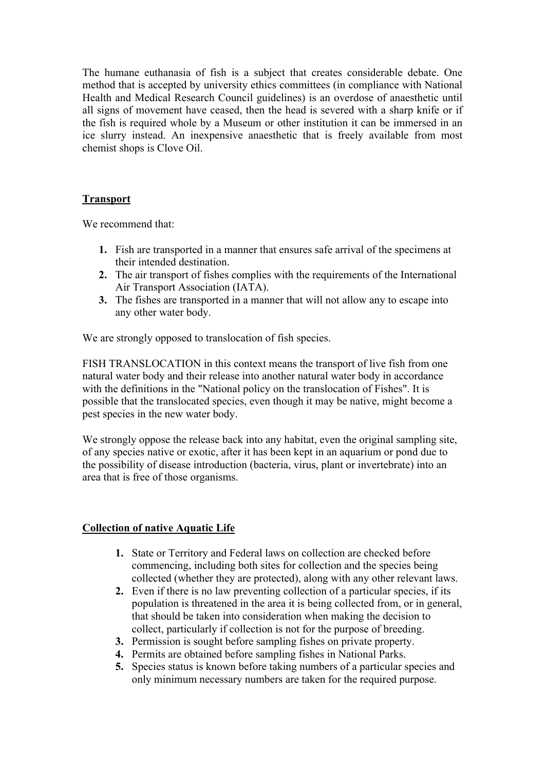The humane euthanasia of fish is a subject that creates considerable debate. One method that is accepted by university ethics committees (in compliance with National Health and Medical Research Council guidelines) is an overdose of anaesthetic until all signs of movement have ceased, then the head is severed with a sharp knife or if the fish is required whole by a Museum or other institution it can be immersed in an ice slurry instead. An inexpensive anaesthetic that is freely available from most chemist shops is Clove Oil.

## Transport

We recommend that:

1. Fish are transported in a manner that ensures safe arrival of the specimens at their intended destination.
2. The air transport of fishes complies with the requirements of the International Air Transport Association (IATA).
3. The fishes are transported in a manner that will not allow any to escape into any other water body.

We are strongly opposed to translocation of fish species.

FISH TRANSLOCATION in this context means the transport of live fish from one natural water body and their release into another natural water body in accordance with the definitions in the "National policy on the translocation of Fishes". It is possible that the translocated species, even though it may be native, might become a pest species in the new water body.

We strongly oppose the release back into any habitat, even the original sampling site, of any species native or exotic, after it has been kept in an aquarium or pond due to the possibility of disease introduction (bacteria, virus, plant or invertebrate) into an area that is free of those organisms.

## Collection of native Aquatic Life

1. State or Territory and Federal laws on collection are checked before commencing, including both sites for collection and the species being collected (whether they are protected), along with any other relevant laws.
2. Even if there is no law preventing collection of a particular species, if its population is threatened in the area it is being collected from, or in general, that should be taken into consideration when making the decision to collect, particularly if collection is not for the purpose of breeding.
3. Permission is sought before sampling fishes on private property.
4. Permits are obtained before sampling fishes in National Parks.
5. Species status is known before taking numbers of a particular species and only minimum necessary numbers are taken for the required purpose.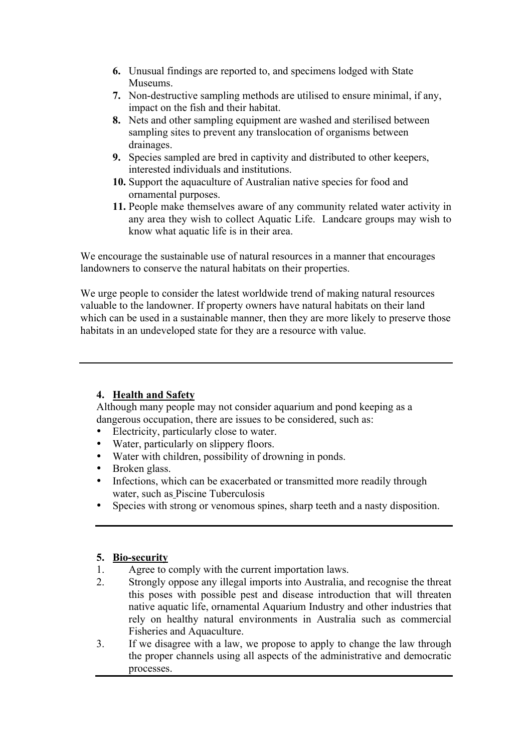6. Unusual findings are reported to, and specimens lodged with State Museums.
7. Non-destructive sampling methods are utilised to ensure minimal, if any, impact on the fish and their habitat.
8. Nets and other sampling equipment are washed and sterilised between sampling sites to prevent any translocation of organisms between drainages.
9. Species sampled are bred in captivity and distributed to other keepers, interested individuals and institutions.
10. Support the aquaculture of Australian native species for food and ornamental purposes.
11. People make themselves aware of any community related water activity in any area they wish to collect Aquatic Life. Landcare groups may wish to know what aquatic life is in their area.

We encourage the sustainable use of natural resources in a manner that encourages landowners to conserve the natural habitats on their properties.

We urge people to consider the latest worldwide trend of making natural resources valuable to the landowner. If property owners have natural habitats on their land which can be used in a sustainable manner, then they are more likely to preserve those habitats in an undeveloped state for they are a resource with value.

---

## 4. Health and Safety

Although many people may not consider aquarium and pond keeping as a dangerous occupation, there are issues to be considered, such as:

- Electricity, particularly close to water.
- Water, particularly on slippery floors.
- Water with children, possibility of drowning in ponds.
- Broken glass.
- Infections, which can be exacerbated or transmitted more readily through water, such as Piscine Tuberculosis
- Species with strong or venomous spines, sharp teeth and a nasty disposition.

---

## 5. Bio-security

1. Agree to comply with the current importation laws.
2. Strongly oppose any illegal imports into Australia, and recognise the threat this poses with possible pest and disease introduction that will threaten native aquatic life, ornamental Aquarium Industry and other industries that rely on healthy natural environments in Australia such as commercial Fisheries and Aquaculture.
3. If we disagree with a law, we propose to apply to change the law through the proper channels using all aspects of the administrative and democratic processes.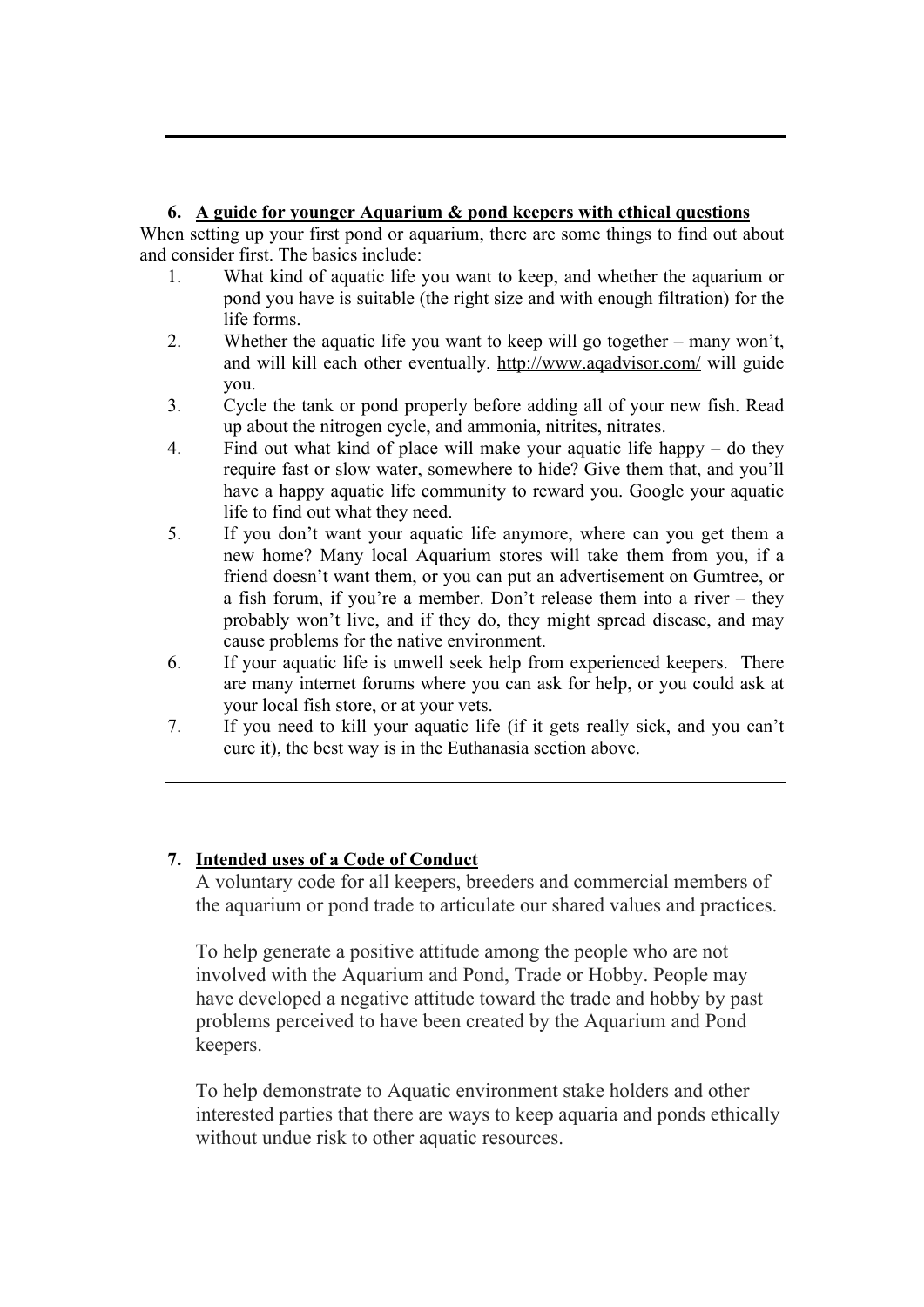## 6. A guide for younger Aquarium & pond keepers with ethical questions

When setting up your first pond or aquarium, there are some things to find out about and consider first. The basics include:

1. What kind of aquatic life you want to keep, and whether the aquarium or pond you have is suitable (the right size and with enough filtration) for the life forms.
2. Whether the aquatic life you want to keep will go together – many won't, and will kill each other eventually. http://www.aqadvisor.com/ will guide you.
3. Cycle the tank or pond properly before adding all of your new fish. Read up about the nitrogen cycle, and ammonia, nitrites, nitrates.
4. Find out what kind of place will make your aquatic life happy – do they require fast or slow water, somewhere to hide? Give them that, and you'll have a happy aquatic life community to reward you. Google your aquatic life to find out what they need.
5. If you don't want your aquatic life anymore, where can you get them a new home? Many local Aquarium stores will take them from you, if a friend doesn't want them, or you can put an advertisement on Gumtree, or a fish forum, if you're a member. Don't release them into a river – they probably won't live, and if they do, they might spread disease, and may cause problems for the native environment.
6. If your aquatic life is unwell seek help from experienced keepers. There are many internet forums where you can ask for help, or you could ask at your local fish store, or at your vets.
7. If you need to kill your aquatic life (if it gets really sick, and you can't cure it), the best way is in the Euthanasia section above.

## 7. Intended uses of a Code of Conduct

A voluntary code for all keepers, breeders and commercial members of the aquarium or pond trade to articulate our shared values and practices.

To help generate a positive attitude among the people who are not involved with the Aquarium and Pond, Trade or Hobby. People may have developed a negative attitude toward the trade and hobby by past problems perceived to have been created by the Aquarium and Pond keepers.

To help demonstrate to Aquatic environment stake holders and other interested parties that there are ways to keep aquaria and ponds ethically without undue risk to other aquatic resources.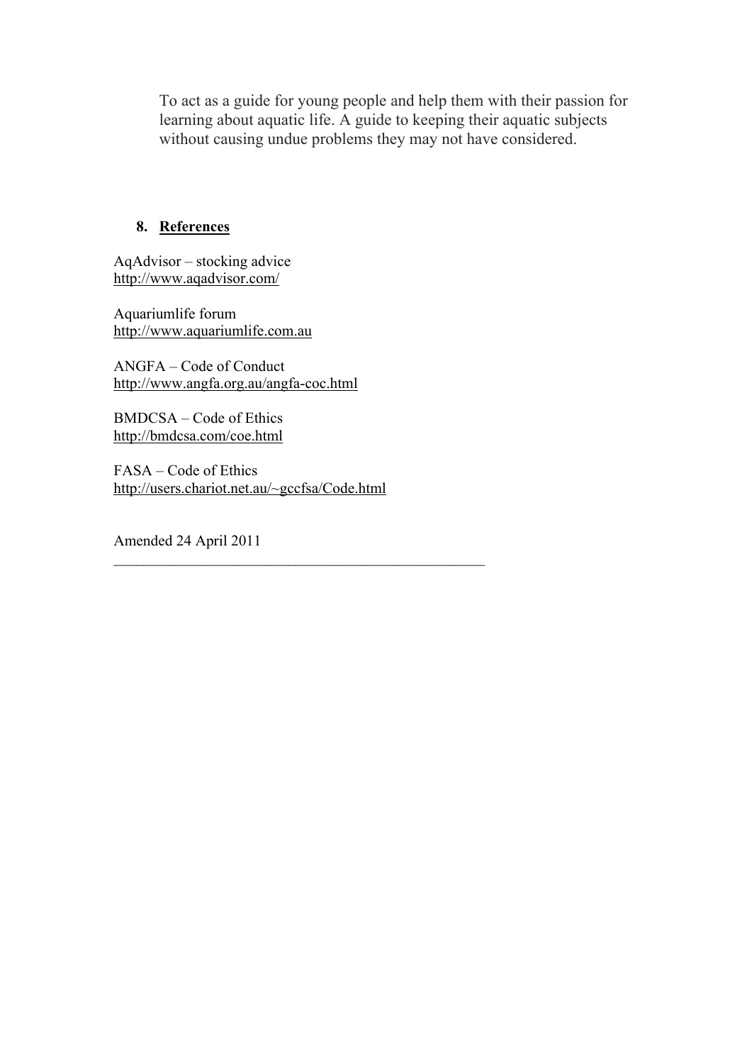To act as a guide for young people and help them with their passion for learning about aquatic life. A guide to keeping their aquatic subjects without causing undue problems they may not have considered.

## 8. References

AqAdvisor – stocking advice
http://www.aqadvisor.com/

Aquariumlife forum
http://www.aquariumlife.com.au

ANGFA – Code of Conduct
http://www.angfa.org.au/angfa-coc.html

BMDCSA – Code of Ethics
http://bmdcsa.com/coe.html

FASA – Code of Ethics
http://users.chariot.net.au/~gccfsa/Code.html

Amended 24 April 2011

---